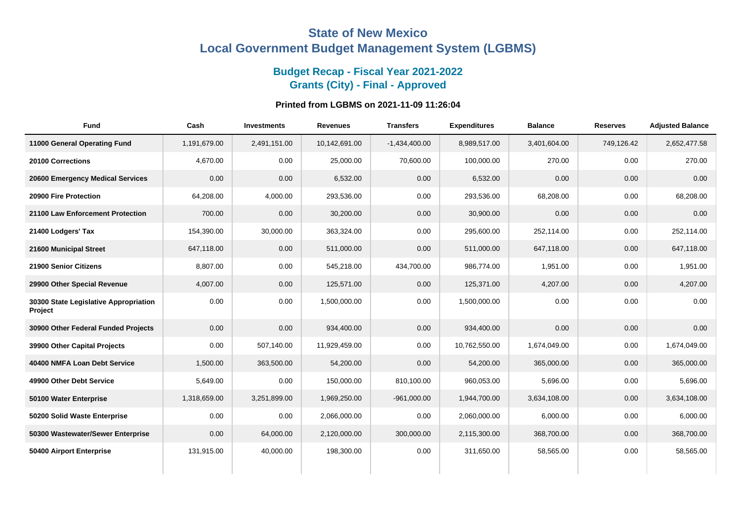# State of New Mexico
# Local Government Budget Management System (LGBMS)

## Budget Recap - Fiscal Year 2021-2022
## Grants (City) - Final - Approved

**Printed from LGBMS on 2021-11-09 11:26:04**

| Fund | Cash | Investments | Revenues | Transfers | Expenditures | Balance | Reserves | Adjusted Balance |
|---|---|---|---|---|---|---|---|---|
| **11000 General Operating Fund** | 1,191,679.00 | 2,491,151.00 | 10,142,691.00 | -1,434,400.00 | 8,989,517.00 | 3,401,604.00 | 749,126.42 | 2,652,477.58 |
| **20100 Corrections** | 4,670.00 | 0.00 | 25,000.00 | 70,600.00 | 100,000.00 | 270.00 | 0.00 | 270.00 |
| **20600 Emergency Medical Services** | 0.00 | 0.00 | 6,532.00 | 0.00 | 6,532.00 | 0.00 | 0.00 | 0.00 |
| **20900 Fire Protection** | 64,208.00 | 4,000.00 | 293,536.00 | 0.00 | 293,536.00 | 68,208.00 | 0.00 | 68,208.00 |
| **21100 Law Enforcement Protection** | 700.00 | 0.00 | 30,200.00 | 0.00 | 30,900.00 | 0.00 | 0.00 | 0.00 |
| **21400 Lodgers' Tax** | 154,390.00 | 30,000.00 | 363,324.00 | 0.00 | 295,600.00 | 252,114.00 | 0.00 | 252,114.00 |
| **21600 Municipal Street** | 647,118.00 | 0.00 | 511,000.00 | 0.00 | 511,000.00 | 647,118.00 | 0.00 | 647,118.00 |
| **21900 Senior Citizens** | 8,807.00 | 0.00 | 545,218.00 | 434,700.00 | 986,774.00 | 1,951.00 | 0.00 | 1,951.00 |
| **29900 Other Special Revenue** | 4,007.00 | 0.00 | 125,571.00 | 0.00 | 125,371.00 | 4,207.00 | 0.00 | 4,207.00 |
| **30300 State Legislative Appropriation Project** | 0.00 | 0.00 | 1,500,000.00 | 0.00 | 1,500,000.00 | 0.00 | 0.00 | 0.00 |
| **30900 Other Federal Funded Projects** | 0.00 | 0.00 | 934,400.00 | 0.00 | 934,400.00 | 0.00 | 0.00 | 0.00 |
| **39900 Other Capital Projects** | 0.00 | 507,140.00 | 11,929,459.00 | 0.00 | 10,762,550.00 | 1,674,049.00 | 0.00 | 1,674,049.00 |
| **40400 NMFA Loan Debt Service** | 1,500.00 | 363,500.00 | 54,200.00 | 0.00 | 54,200.00 | 365,000.00 | 0.00 | 365,000.00 |
| **49900 Other Debt Service** | 5,649.00 | 0.00 | 150,000.00 | 810,100.00 | 960,053.00 | 5,696.00 | 0.00 | 5,696.00 |
| **50100 Water Enterprise** | 1,318,659.00 | 3,251,899.00 | 1,969,250.00 | -961,000.00 | 1,944,700.00 | 3,634,108.00 | 0.00 | 3,634,108.00 |
| **50200 Solid Waste Enterprise** | 0.00 | 0.00 | 2,066,000.00 | 0.00 | 2,060,000.00 | 6,000.00 | 0.00 | 6,000.00 |
| **50300 Wastewater/Sewer Enterprise** | 0.00 | 64,000.00 | 2,120,000.00 | 300,000.00 | 2,115,300.00 | 368,700.00 | 0.00 | 368,700.00 |
| **50400 Airport Enterprise** | 131,915.00 | 40,000.00 | 198,300.00 | 0.00 | 311,650.00 | 58,565.00 | 0.00 | 58,565.00 |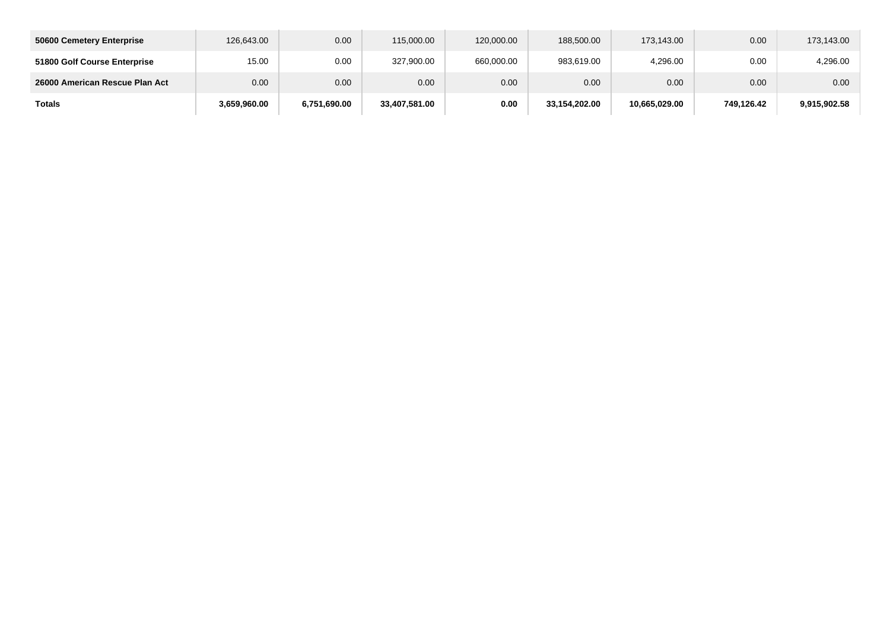| | | | | | | | | |
|---|---|---|---|---|---|---|---|---|
| **50600 Cemetery Enterprise** | 126,643.00 | 0.00 | 115,000.00 | 120,000.00 | 188,500.00 | 173,143.00 | 0.00 | 173,143.00 |
| **51800 Golf Course Enterprise** | 15.00 | 0.00 | 327,900.00 | 660,000.00 | 983,619.00 | 4,296.00 | 0.00 | 4,296.00 |
| **26000 American Rescue Plan Act** | 0.00 | 0.00 | 0.00 | 0.00 | 0.00 | 0.00 | 0.00 | 0.00 |
| **Totals** | **3,659,960.00** | **6,751,690.00** | **33,407,581.00** | **0.00** | **33,154,202.00** | **10,665,029.00** | **749,126.42** | **9,915,902.58** |